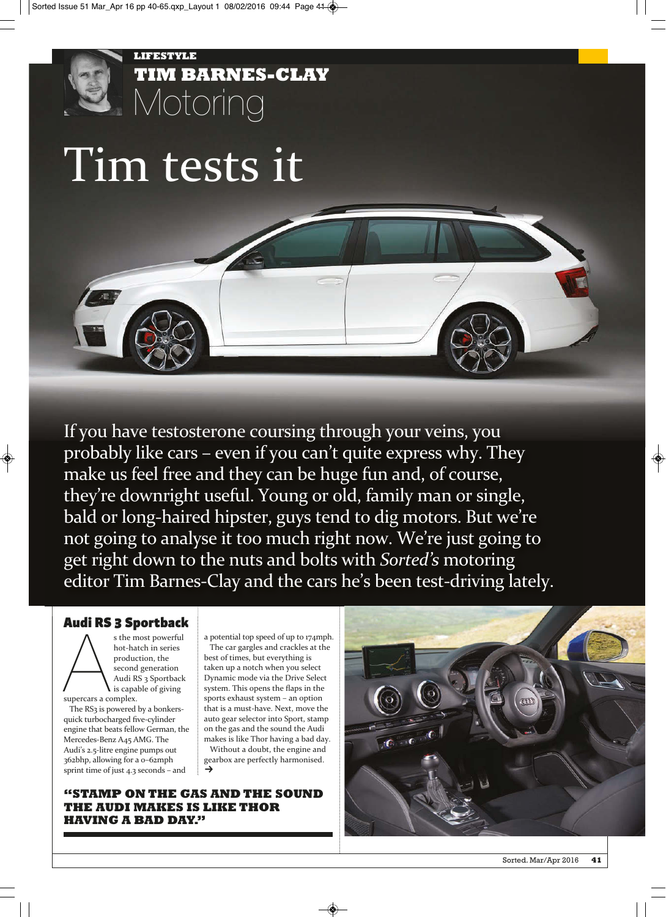LIFESTYLE

# TIM BARNES-CLAY
## Motoring

# Tim tests it

If you have testosterone coursing through your veins, you probably like cars – even if you can't quite express why. They make us feel free and they can be huge fun and, of course, they're downright useful. Young or old, family man or single, bald or long-haired hipster, guys tend to dig motors. But we're not going to analyse it too much right now. We're just going to get right down to the nuts and bolts with *Sorted's* motoring editor Tim Barnes-Clay and the cars he's been test-driving lately.

## Audi RS 3 Sportback

As the most powerful hot-hatch in series production, the second generation Audi RS 3 Sportback is capable of giving supercars a complex.

The RS3 is powered by a bonkers-quick turbocharged five-cylinder engine that beats fellow German, the Mercedes-Benz A45 AMG. The Audi's 2.5-litre engine pumps out 362bhp, allowing for a 0–62mph sprint time of just 4.3 seconds – and a potential top speed of up to 174mph.

The car gargles and crackles at the best of times, but everything is taken up a notch when you select Dynamic mode via the Drive Select system. This opens the flaps in the sports exhaust system – an option that is a must-have. Next, move the auto gear selector into Sport, stamp on the gas and the sound the Audi makes is like Thor having a bad day.

Without a doubt, the engine and gearbox are perfectly harmonised. →

**"STAMP ON THE GAS AND THE SOUND THE AUDI MAKES IS LIKE THOR HAVING A BAD DAY."**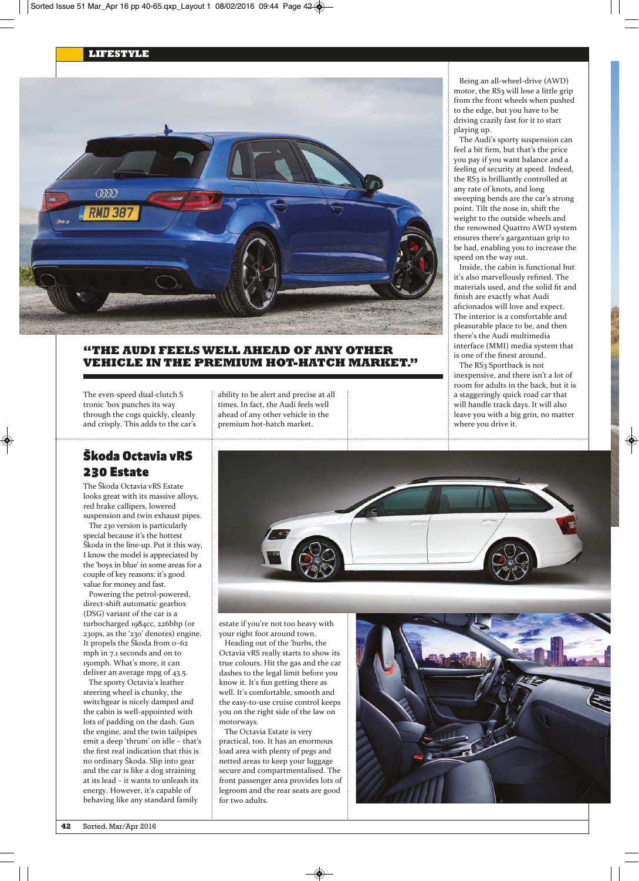> **"THE AUDI FEELS WELL AHEAD OF ANY OTHER VEHICLE IN THE PREMIUM HOT-HATCH MARKET."**

The even-speed dual-clutch S tronic 'box punches its way through the cogs quickly, cleanly and crisply. This adds to the car's ability to be alert and precise at all times. In fact, the Audi feels well ahead of any other vehicle in the premium hot-hatch market.

Being an all-wheel-drive (AWD) motor, the RS3 will lose a little grip from the front wheels when pushed to the edge, but you have to be driving crazily fast for it to start playing up.

The Audi's sporty suspension can feel a bit firm, but that's the price you pay if you want balance and a feeling of security at speed. Indeed, the RS3 is brilliantly controlled at any rate of knots, and long sweeping bends are the car's strong point. Tilt the nose in, shift the weight to the outside wheels and the renowned Quattro AWD system ensures there's gargantuan grip to be had, enabling you to increase the speed on the way out.

Inside, the cabin is functional but it's also marvellously refined. The materials used, and the solid fit and finish are exactly what Audi aficionados will love and expect. The interior is a comfortable and pleasurable place to be, and then there's the Audi multimedia interface (MMI) media system that is one of the finest around.

The RS3 Sportback is not inexpensive, and there isn't a lot of room for adults in the back, but it is a staggeringly quick road car that will handle track days. It will also leave you with a big grin, no matter where you drive it.

## Škoda Octavia vRS 230 Estate

The Škoda Octavia vRS Estate looks great with its massive alloys, red brake callipers, lowered suspension and twin exhaust pipes.

The 230 version is particularly special because it's the hottest Škoda in the line-up. Put it this way, I know the model is appreciated by the 'boys in blue' in some areas for a couple of key reasons: it's good value for money and fast.

Powering the petrol-powered, direct-shift automatic gearbox (DSG) variant of the car is a turbocharged 1984cc, 226bhp (or 230ps, as the '230' denotes) engine. It propels the Škoda from 0–62 mph in 7.1 seconds and on to 150mph. What's more, it can deliver an average mpg of 43.5.

The sporty Octavia's leather steering wheel is chunky, the switchgear is nicely damped and the cabin is well-appointed with lots of padding on the dash. Gun the engine, and the twin tailpipes emit a deep 'thrum' on idle – that's the first real indication that this is no ordinary Škoda. Slip into gear and the car is like a dog straining at its lead – it wants to unleash its energy. However, it's capable of behaving like any standard family estate if you're not too heavy with your right foot around town.

Heading out of the 'burbs, the Octavia vRS really starts to show its true colours. Hit the gas and the car dashes to the legal limit before you know it. It's fun getting there as well. It's comfortable, smooth and the easy-to-use cruise control keeps you on the right side of the law on motorways.

The Octavia Estate is very practical, too. It has an enormous load area with plenty of pegs and netted areas to keep your luggage secure and compartmentalised. The front passenger area provides lots of legroom and the rear seats are good for two adults.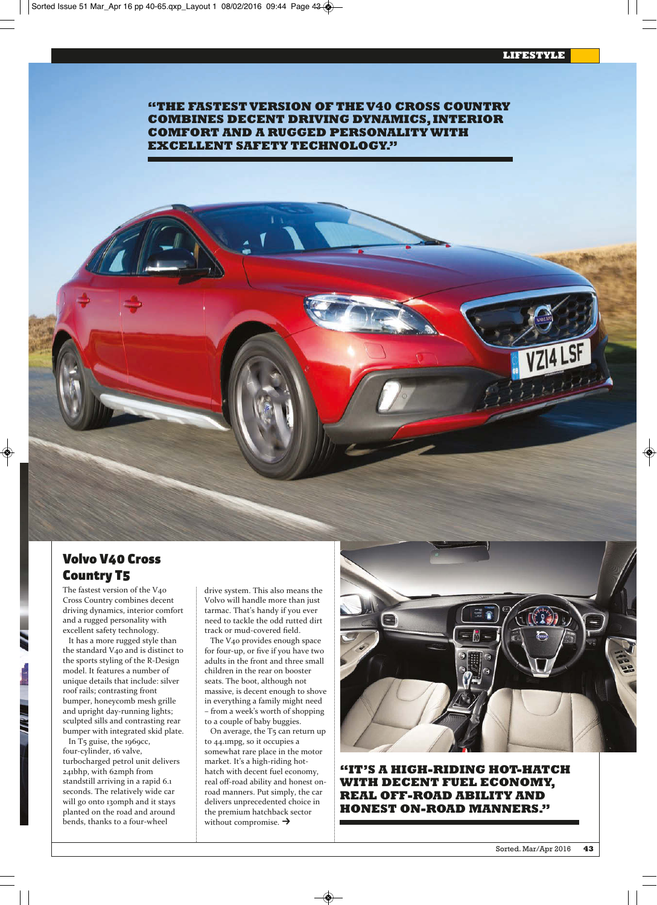**"THE FASTEST VERSION OF THE V40 CROSS COUNTRY COMBINES DECENT DRIVING DYNAMICS, INTERIOR COMFORT AND A RUGGED PERSONALITY WITH EXCELLENT SAFETY TECHNOLOGY."**

## Volvo V40 Cross Country T5

The fastest version of the V40 Cross Country combines decent driving dynamics, interior comfort and a rugged personality with excellent safety technology.

It has a more rugged style than the standard V40 and is distinct to the sports styling of the R-Design model. It features a number of unique details that include: silver roof rails; contrasting front bumper, honeycomb mesh grille and upright day-running lights; sculpted sills and contrasting rear bumper with integrated skid plate.

In T5 guise, the 1969cc, four-cylinder, 16 valve, turbocharged petrol unit delivers 241bhp, with 62mph from standstill arriving in a rapid 6.1 seconds. The relatively wide car will go onto 130mph and it stays planted on the road and around bends, thanks to a four-wheel drive system. This also means the Volvo will handle more than just tarmac. That's handy if you ever need to tackle the odd rutted dirt track or mud-covered field.

The V40 provides enough space for four-up, or five if you have two adults in the front and three small children in the rear on booster seats. The boot, although not massive, is decent enough to shove in everything a family might need – from a week's worth of shopping to a couple of baby buggies.

On average, the T5 can return up to 44.1mpg, so it occupies a somewhat rare place in the motor market. It's a high-riding hot-hatch with decent fuel economy, real off-road ability and honest on-road manners. Put simply, the car delivers unprecedented choice in the premium hatchback sector without compromise. →

**"IT'S A HIGH-RIDING HOT-HATCH WITH DECENT FUEL ECONOMY, REAL OFF-ROAD ABILITY AND HONEST ON-ROAD MANNERS."**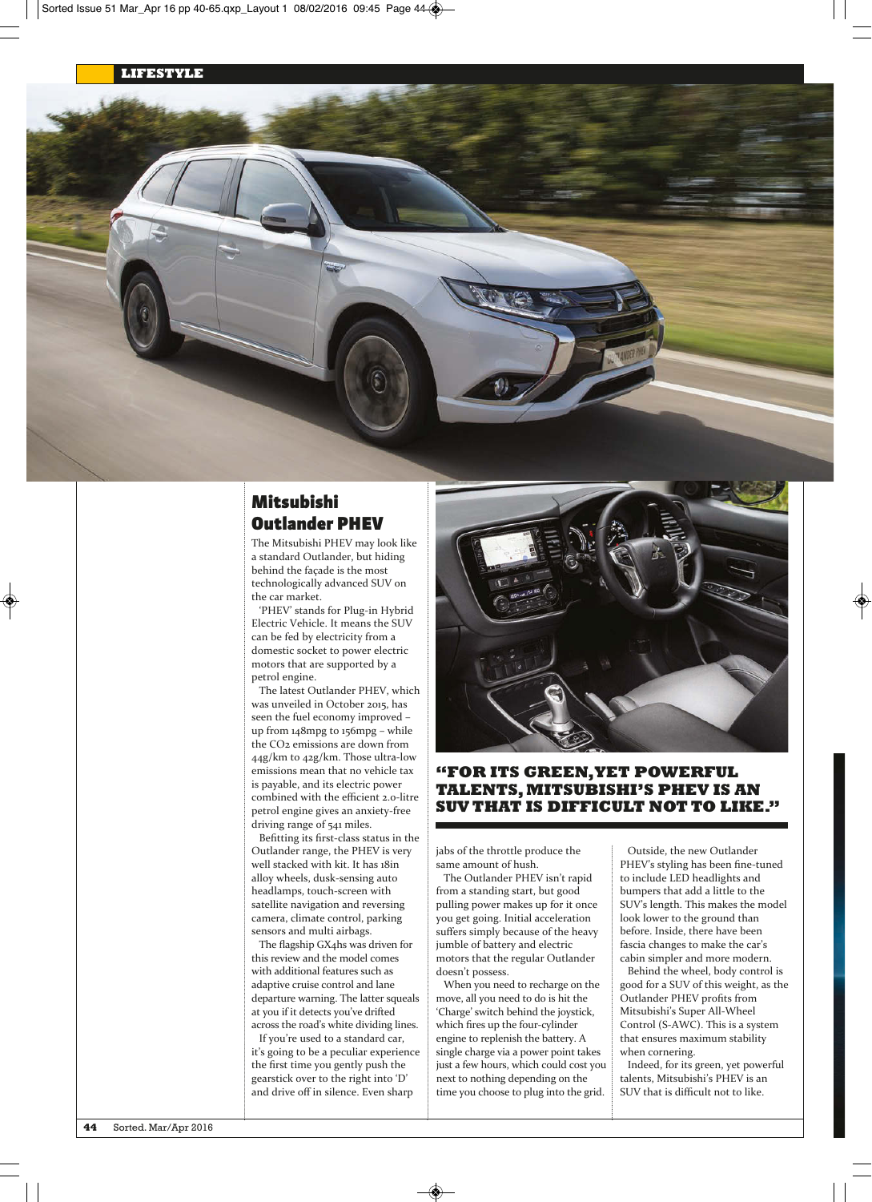## Mitsubishi Outlander PHEV

The Mitsubishi PHEV may look like a standard Outlander, but hiding behind the façade is the most technologically advanced SUV on the car market.

'PHEV' stands for Plug-in Hybrid Electric Vehicle. It means the SUV can be fed by electricity from a domestic socket to power electric motors that are supported by a petrol engine.

The latest Outlander PHEV, which was unveiled in October 2015, has seen the fuel economy improved – up from 148mpg to 156mpg – while the $CO_2$ emissions are down from 44g/km to 42g/km. Those ultra-low emissions mean that no vehicle tax is payable, and its electric power combined with the efficient 2.0-litre petrol engine gives an anxiety-free driving range of 541 miles.

Befitting its first-class status in the Outlander range, the PHEV is very well stacked with kit. It has 18in alloy wheels, dusk-sensing auto headlamps, touch-screen with satellite navigation and reversing camera, climate control, parking sensors and multi airbags.

The flagship GX4hs was driven for this review and the model comes with additional features such as adaptive cruise control and lane departure warning. The latter squeals at you if it detects you've drifted across the road's white dividing lines.

If you're used to a standard car, it's going to be a peculiar experience the first time you gently push the gearstick over to the right into 'D' and drive off in silence. Even sharp jabs of the throttle produce the same amount of hush.

The Outlander PHEV isn't rapid from a standing start, but good pulling power makes up for it once you get going. Initial acceleration suffers simply because of the heavy jumble of battery and electric motors that the regular Outlander doesn't possess.

When you need to recharge on the move, all you need to do is hit the 'Charge' switch behind the joystick, which fires up the four-cylinder engine to replenish the battery. A single charge via a power point takes just a few hours, which could cost you next to nothing depending on the time you choose to plug into the grid.

Outside, the new Outlander PHEV's styling has been fine-tuned to include LED headlights and bumpers that add a little to the SUV's length. This makes the model look lower to the ground than before. Inside, there have been fascia changes to make the car's cabin simpler and more modern.

Behind the wheel, body control is good for a SUV of this weight, as the Outlander PHEV profits from Mitsubishi's Super All-Wheel Control (S-AWC). This is a system that ensures maximum stability when cornering.

Indeed, for its green, yet powerful talents, Mitsubishi's PHEV is an SUV that is difficult not to like.

**"FOR ITS GREEN, YET POWERFUL TALENTS, MITSUBISHI'S PHEV IS AN SUV THAT IS DIFFICULT NOT TO LIKE."**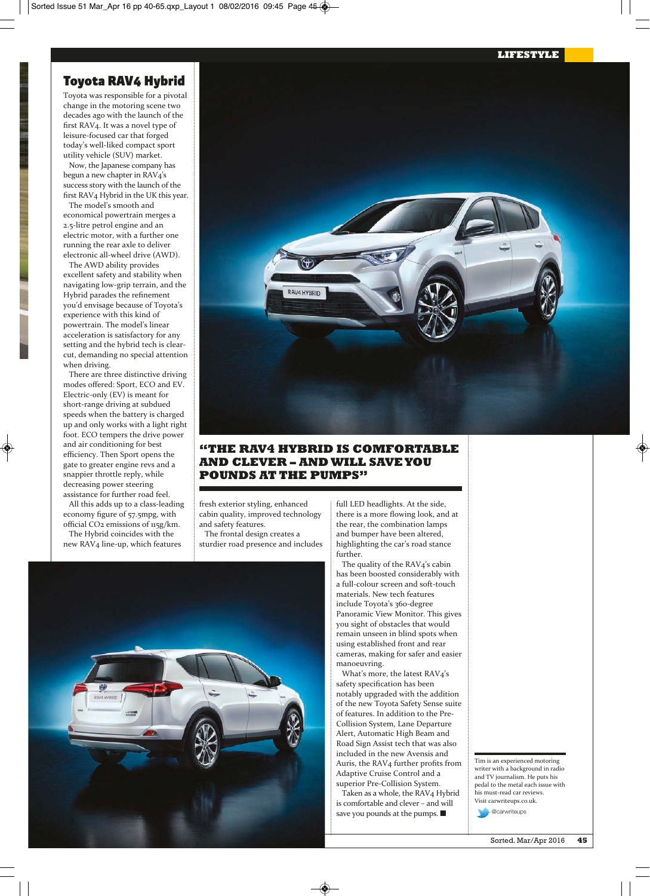## Toyota RAV4 Hybrid

Toyota was responsible for a pivotal change in the motoring scene two decades ago with the launch of the first RAV4. It was a novel type of leisure-focused car that forged today's well-liked compact sport utility vehicle (SUV) market.

Now, the Japanese company has begun a new chapter in RAV4's success story with the launch of the first RAV4 Hybrid in the UK this year.

The model's smooth and economical powertrain merges a 2.5-litre petrol engine and an electric motor, with a further one running the rear axle to deliver electronic all-wheel drive (AWD).

The AWD ability provides excellent safety and stability when navigating low-grip terrain, and the Hybrid parades the refinement you'd envisage because of Toyota's experience with this kind of powertrain. The model's linear acceleration is satisfactory for any setting and the hybrid tech is clear-cut, demanding no special attention when driving.

There are three distinctive driving modes offered: Sport, ECO and EV. Electric-only (EV) is meant for short-range driving at subdued speeds when the battery is charged up and only works with a light right foot. ECO tempers the drive power and air conditioning for best efficiency. Then Sport opens the gate to greater engine revs and a snappier throttle reply, while decreasing power steering assistance for further road feel.

All this adds up to a class-leading economy figure of 57.5mpg, with official $CO_2$ emissions of 115g/km.

The Hybrid coincides with the new RAV4 line-up, which features fresh exterior styling, enhanced cabin quality, improved technology and safety features.

The frontal design creates a sturdier road presence and includes full LED headlights. At the side, there is a more flowing look, and at the rear, the combination lamps and bumper have been altered, highlighting the car's road stance further.

**"THE RAV4 HYBRID IS COMFORTABLE AND CLEVER – AND WILL SAVE YOU POUNDS AT THE PUMPS"**

The quality of the RAV4's cabin has been boosted considerably with a full-colour screen and soft-touch materials. New tech features include Toyota's 360-degree Panoramic View Monitor. This gives you sight of obstacles that would remain unseen in blind spots when using established front and rear cameras, making for safer and easier manoeuvring.

What's more, the latest RAV4's safety specification has been notably upgraded with the addition of the new Toyota Safety Sense suite of features. In addition to the Pre-Collision System, Lane Departure Alert, Automatic High Beam and Road Sign Assist tech that was also included in the new Avensis and Auris, the RAV4 further profits from Adaptive Cruise Control and a superior Pre-Collision System.

Taken as a whole, the RAV4 Hybrid is comfortable and clever – and will save you pounds at the pumps. ■

Tim is an experienced motoring writer with a background in radio and TV journalism. He puts his pedal to the metal each issue with his must-read car reviews. Visit carwriteups.co.uk.

@carwriteups